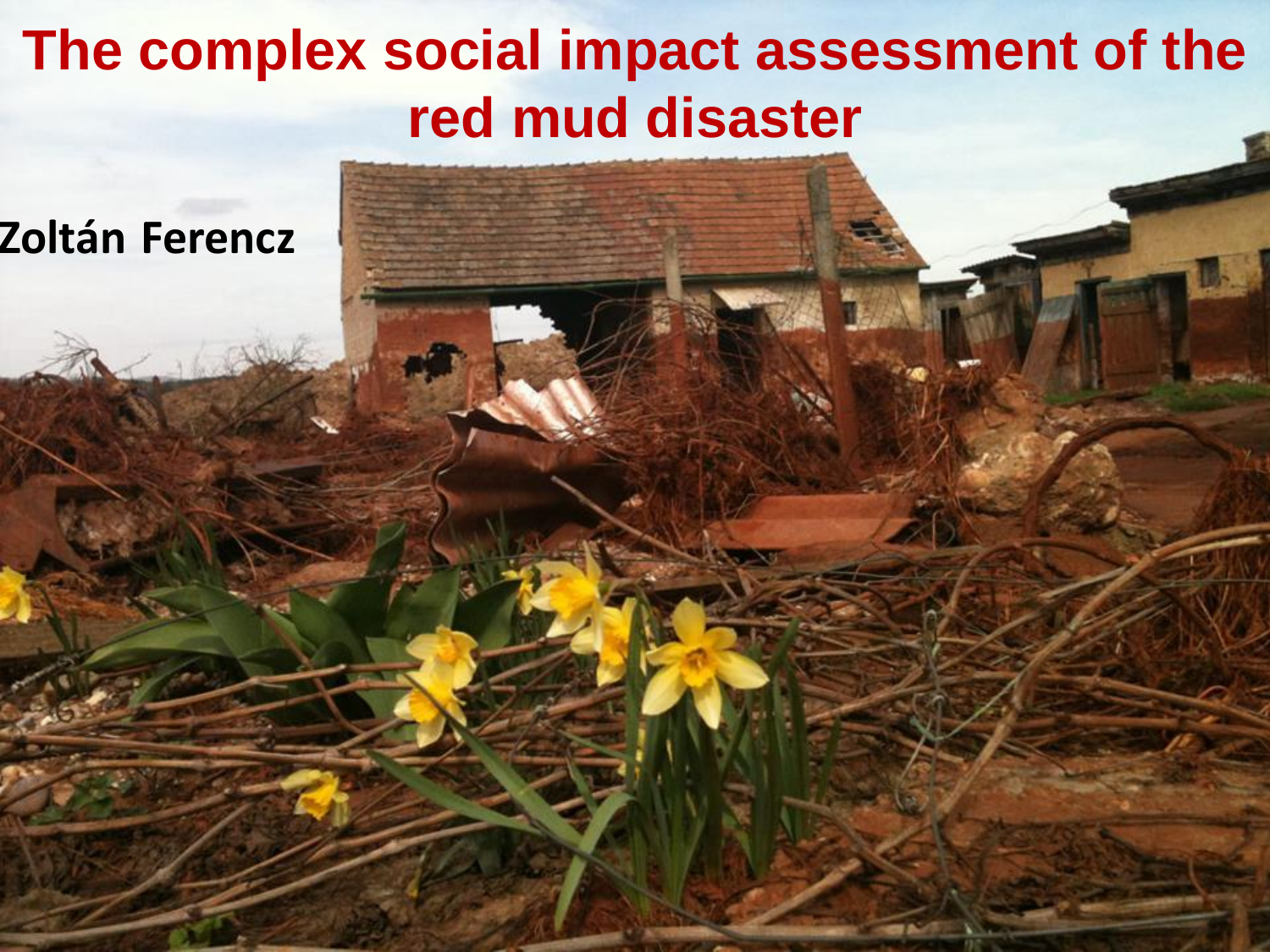# The complex social impact assessment of the red mud disaster

**Zoltán Ferencz**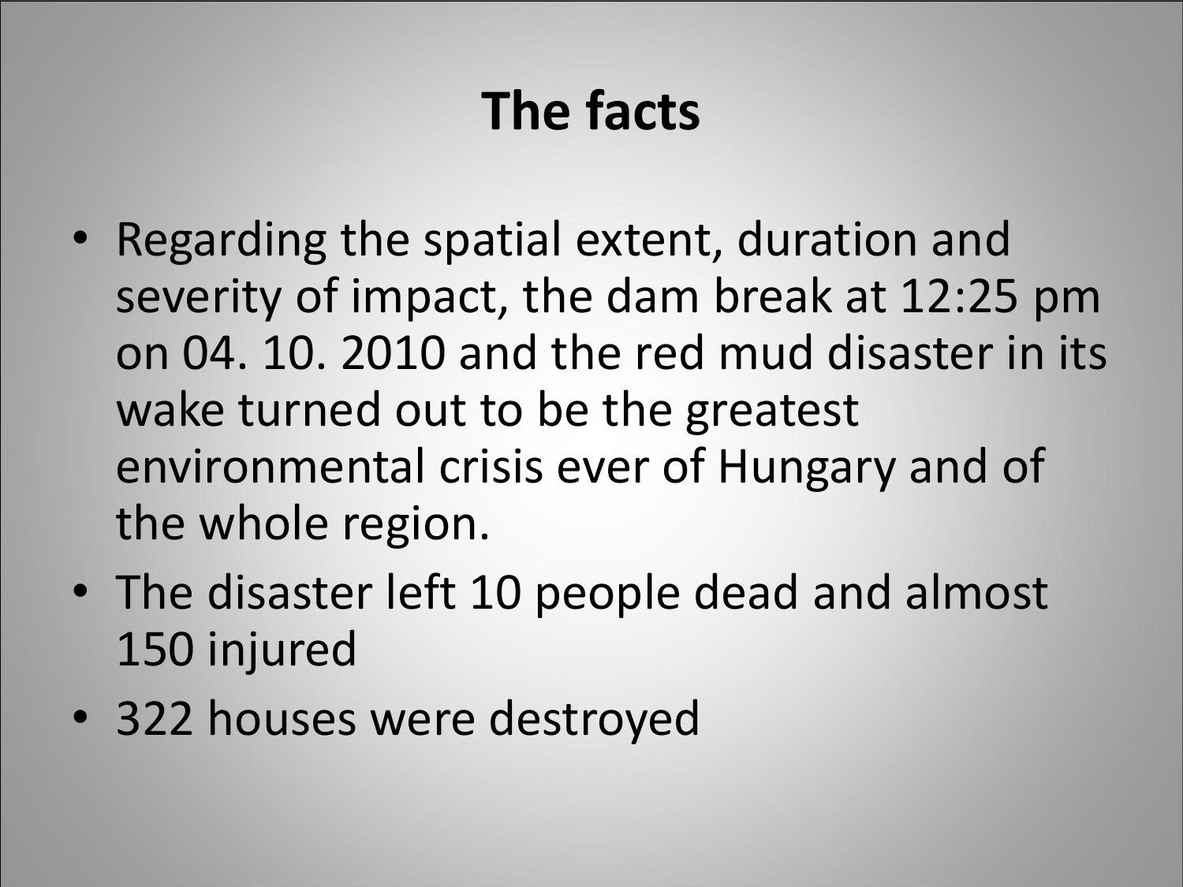# The facts

- Regarding the spatial extent, duration and severity of impact, the dam break at 12:25 pm on 04. 10. 2010 and the red mud disaster in its wake turned out to be the greatest environmental crisis ever of Hungary and of the whole region.
- The disaster left 10 people dead and almost 150 injured
- 322 houses were destroyed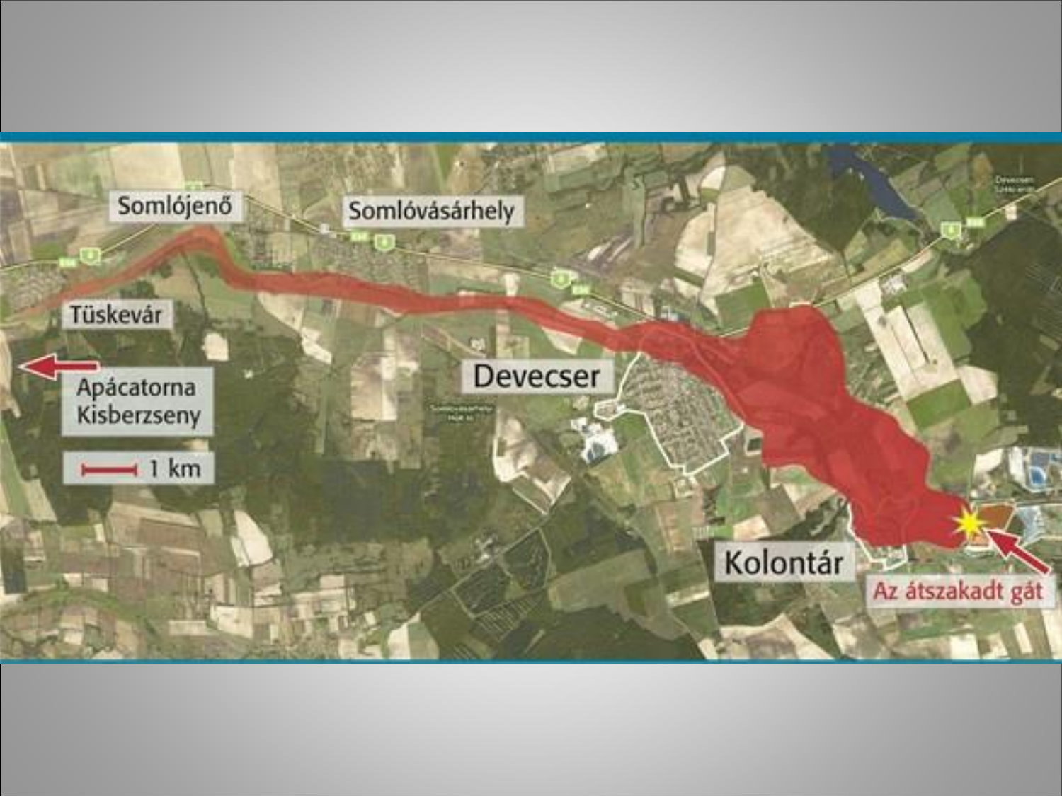Somlójenő

Somlóvásárhely

Tüskevár

Devecser

Apácatorna
Kisberzseny

1 km

Kolontár

Az átszakadt gát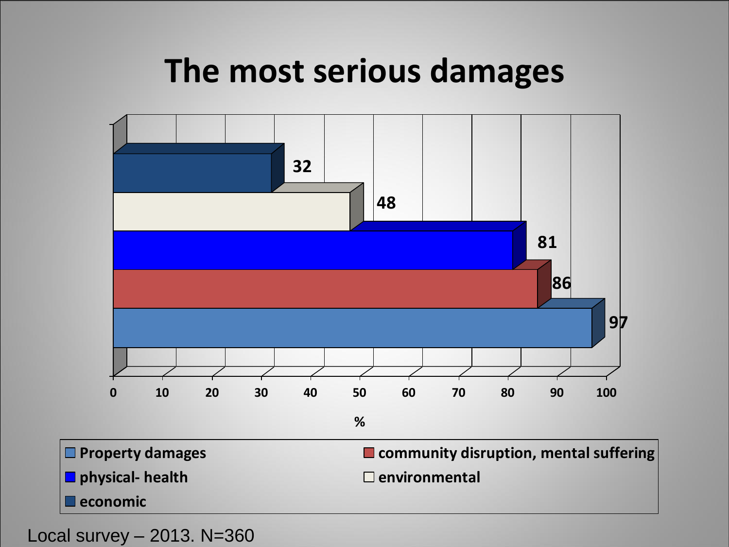# The most serious damages

| Category | % |
|---|---|
| Property damages | 97 |
| community disruption, mental suffering | 86 |
| physical- health | 81 |
| environmental | 48 |
| economic | 32 |

Local survey – 2013. N=360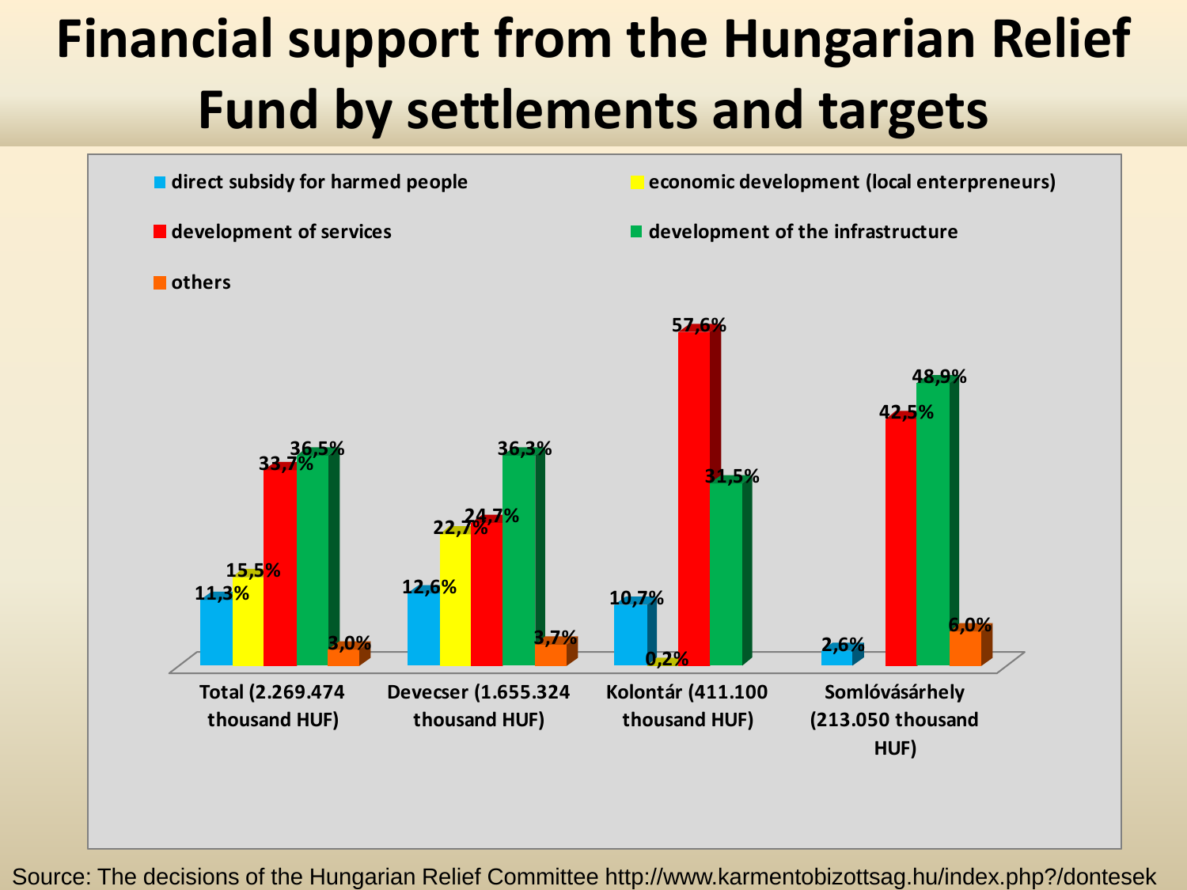# Financial support from the Hungarian Relief Fund by settlements and targets

| | direct subsidy for harmed people | economic development (local enterpreneurs) | development of services | development of the infrastructure | others |
|---|---|---|---|---|---|
| Total (2.269.474 thousand HUF) | 11,3% | 15,5% | 33,7% | 36,5% | 3,0% |
| Devecser (1.655.324 thousand HUF) | 12,6% | 22,7% | 24,7% | 36,3% | 3,7% |
| Kolontár (411.100 thousand HUF) | 10,7% | 0,2% | 57,6% | 31,5% | |
| Somlóvásárhely (213.050 thousand HUF) | 2,6% | | 42,5% | 48,9% | 6,0% |

Source: The decisions of the Hungarian Relief Committee http://www.karmentobizottsag.hu/index.php?/dontesek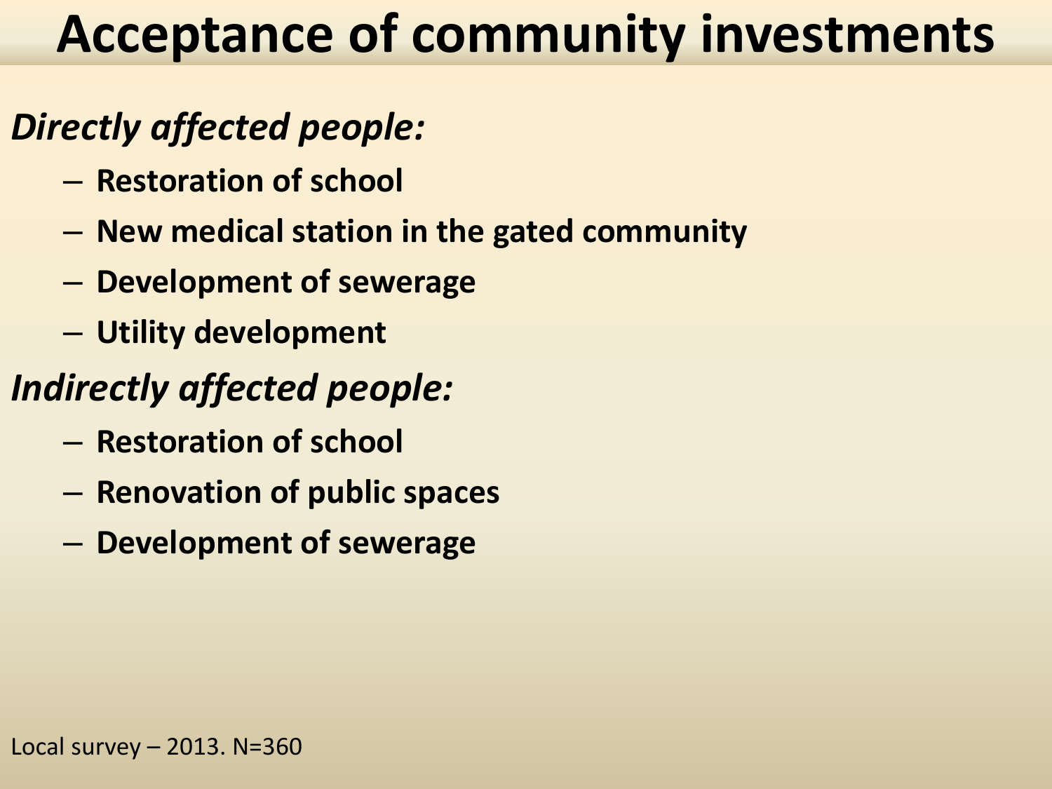# Acceptance of community investments

***Directly affected people:***

- **Restoration of school**
- **New medical station in the gated community**
- **Development of sewerage**
- **Utility development**

***Indirectly affected people:***

- **Restoration of school**
- **Renovation of public spaces**
- **Development of sewerage**

Local survey – 2013. N=360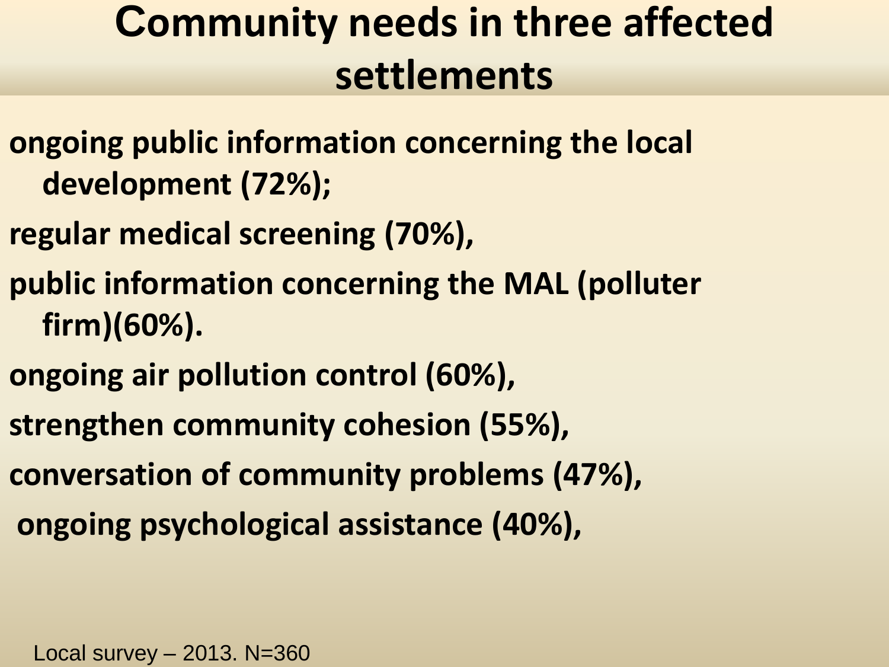# Community needs in three affected settlements

**ongoing public information concerning the local development (72%);**

**regular medical screening (70%),**

**public information concerning the MAL (polluter firm)(60%).**

**ongoing air pollution control (60%),**

**strengthen community cohesion (55%),**

**conversation of community problems (47%),**

**ongoing psychological assistance (40%),**

Local survey – 2013. N=360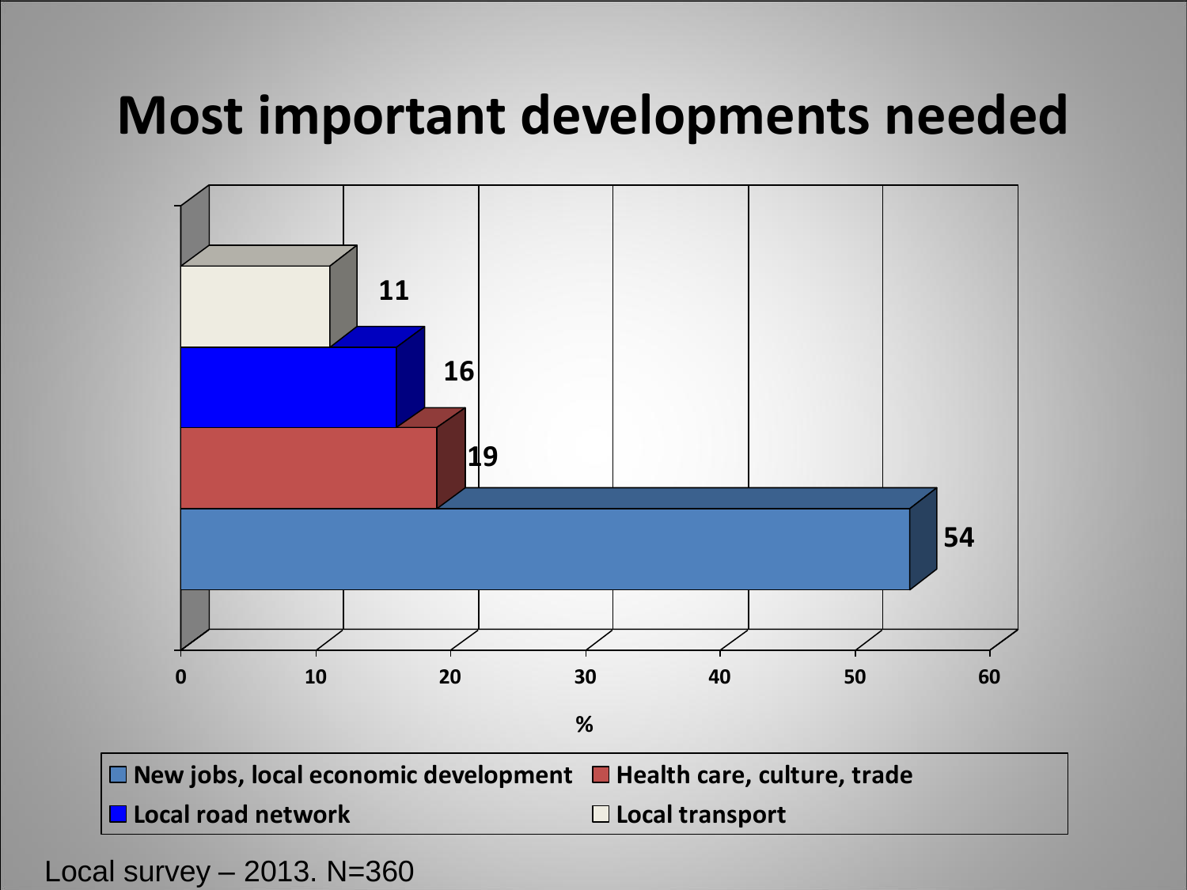# Most important developments needed

| Development | % |
|---|---|
| New jobs, local economic development | 54 |
| Health care, culture, trade | 19 |
| Local road network | 16 |
| Local transport | 11 |

Local survey – 2013. N=360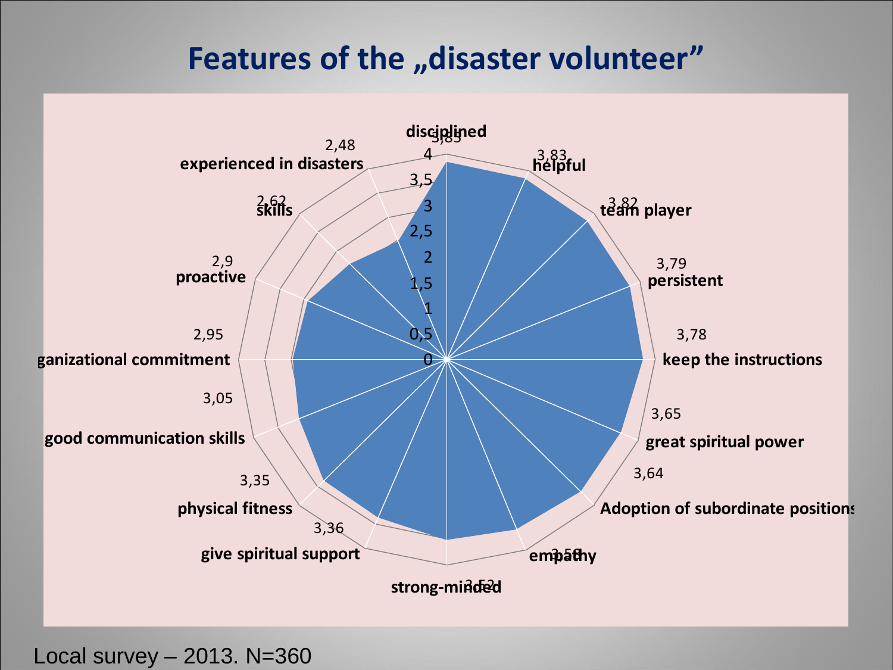# Features of the „disaster volunteer"

| Feature | Value |
|---|---|
| disciplined | 3,85 |
| helpful | 3,83 |
| team player | 3,82 |
| persistent | 3,79 |
| keep the instructions | 3,78 |
| great spiritual power | 3,65 |
| Adoption of subordinate positions | 3,64 |
| empathy | 3,58 |
| strong-minded | 3,52 |
| give spiritual support | 3,36 |
| physical fitness | 3,35 |
| good communication skills | 3,05 |
| organizational commitment | 2,95 |
| proactive | 2,9 |
| skills | 2,62 |
| experienced in disasters | 2,48 |

Local survey – 2013. N=360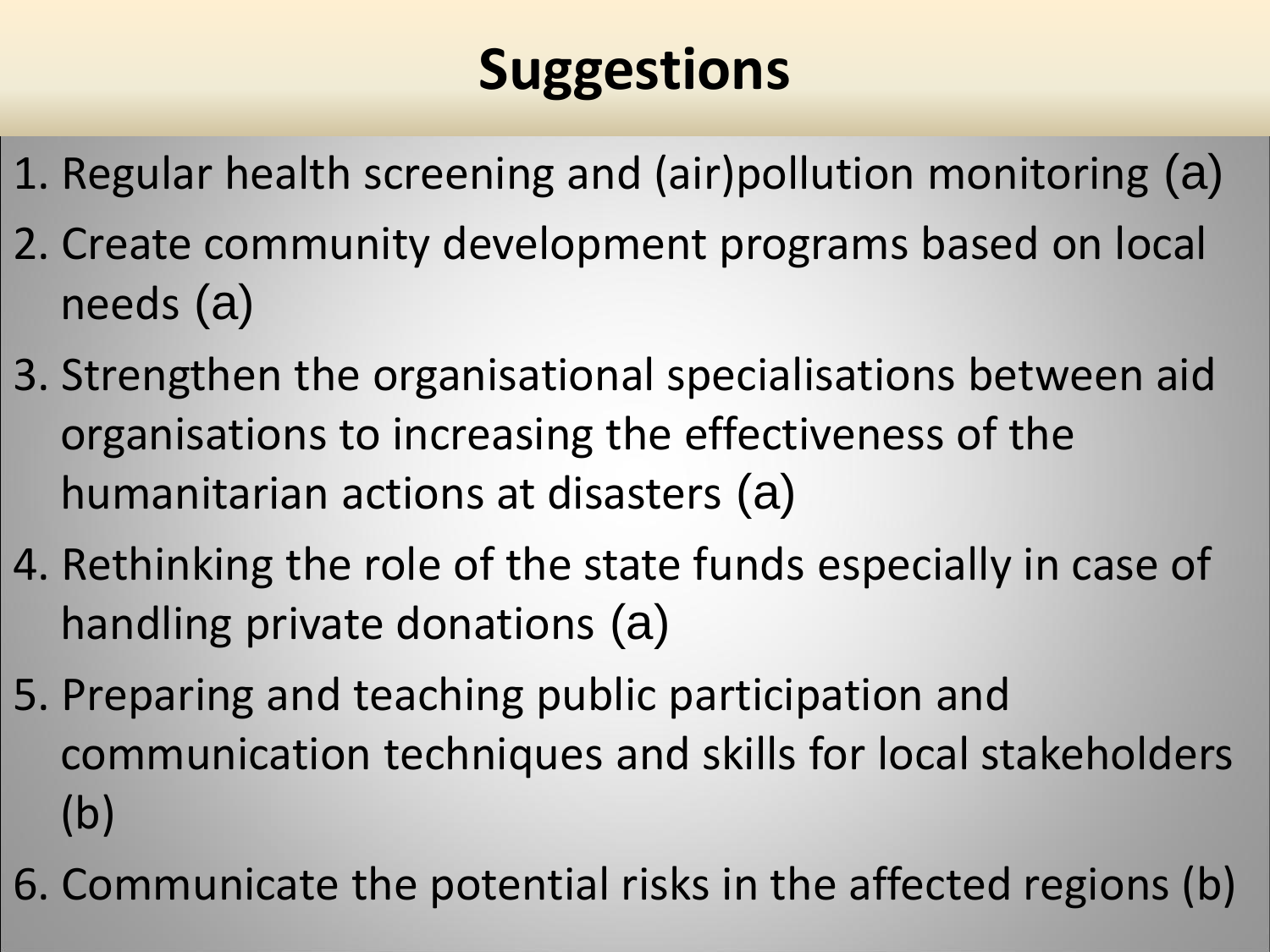# Suggestions

1. Regular health screening and (air)pollution monitoring (a)
2. Create community development programs based on local needs (a)
3. Strengthen the organisational specialisations between aid organisations to increasing the effectiveness of the humanitarian actions at disasters (a)
4. Rethinking the role of the state funds especially in case of handling private donations (a)
5. Preparing and teaching public participation and communication techniques and skills for local stakeholders (b)
6. Communicate the potential risks in the affected regions (b)